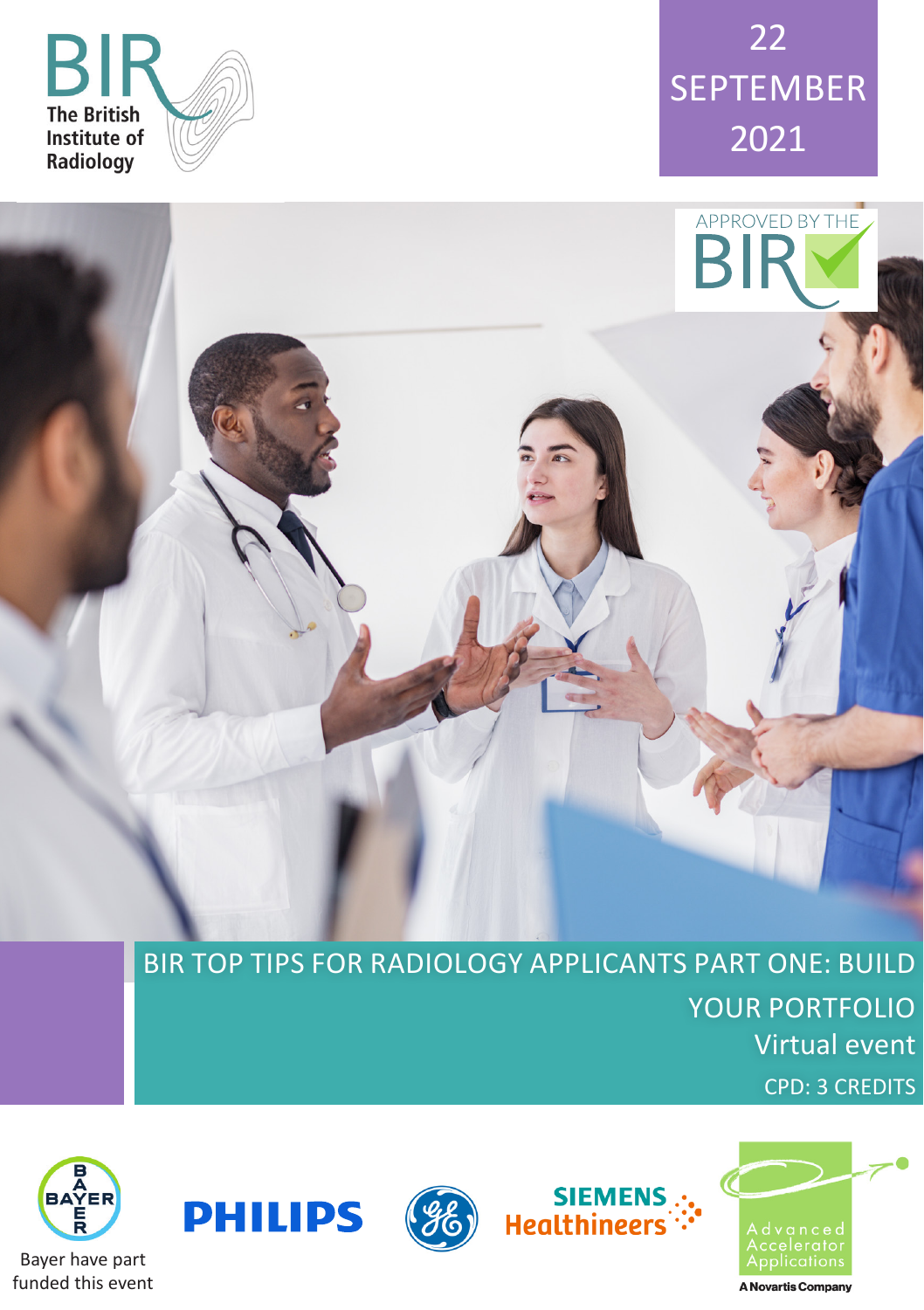BIR
The British Institute of Radiology

22 SEPTEMBER 2021

APPROVED BY THE BIR

# BIR TOP TIPS FOR RADIOLOGY APPLICANTS PART ONE: BUILD YOUR PORTFOLIO

Virtual event

CPD: 3 CREDITS

BAYER

Bayer have part funded this event

PHILIPS

SIEMENS Healthineers

Advanced Accelerator Applications

A Novartis Company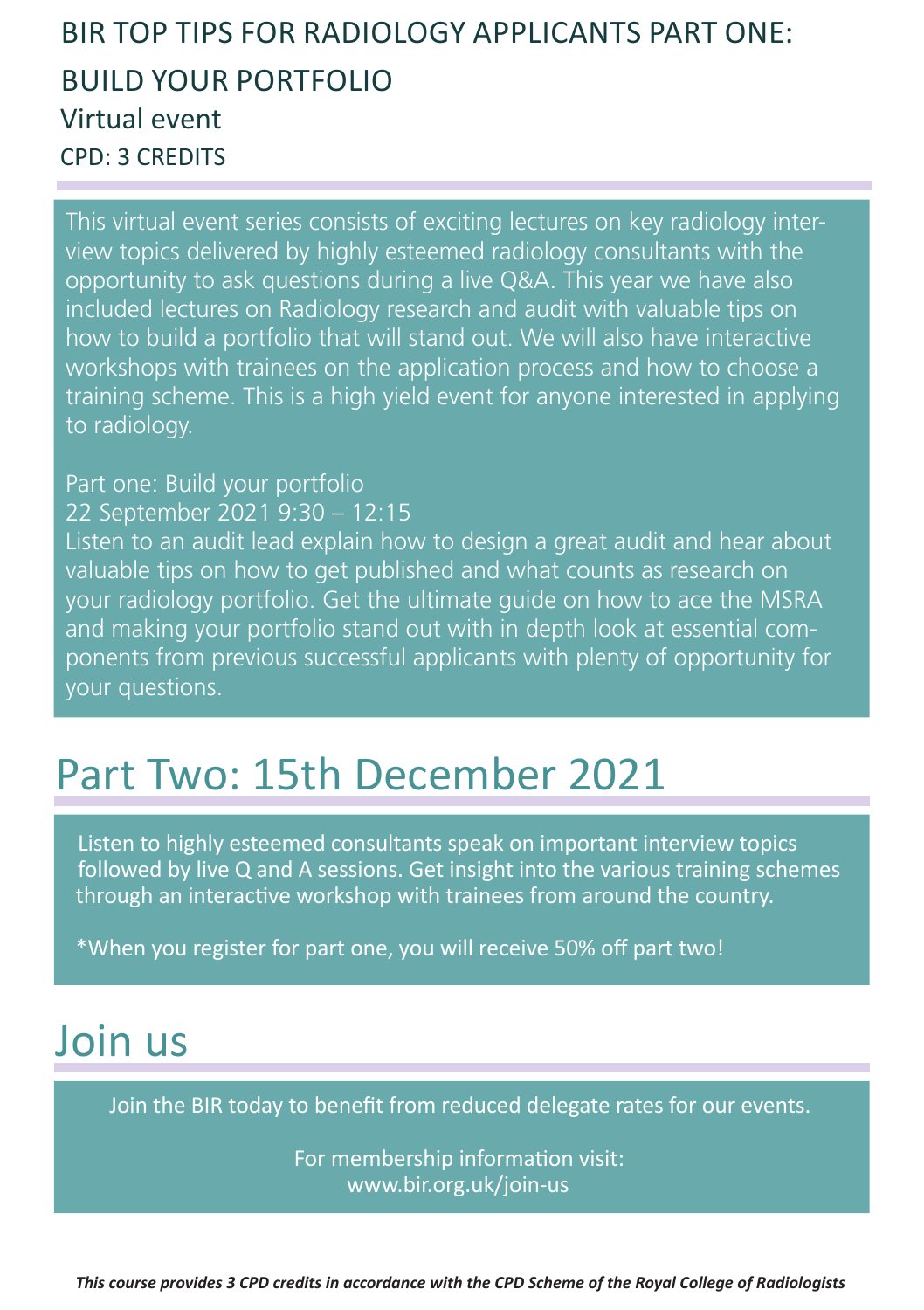# BIR TOP TIPS FOR RADIOLOGY APPLICANTS PART ONE: BUILD YOUR PORTFOLIO

## Virtual event

CPD: 3 CREDITS

This virtual event series consists of exciting lectures on key radiology interview topics delivered by highly esteemed radiology consultants with the opportunity to ask questions during a live Q&A. This year we have also included lectures on Radiology research and audit with valuable tips on how to build a portfolio that will stand out. We will also have interactive workshops with trainees on the application process and how to choose a training scheme. This is a high yield event for anyone interested in applying to radiology.

Part one: Build your portfolio
22 September 2021 9:30 – 12:15
Listen to an audit lead explain how to design a great audit and hear about valuable tips on how to get published and what counts as research on your radiology portfolio. Get the ultimate guide on how to ace the MSRA and making your portfolio stand out with in depth look at essential components from previous successful applicants with plenty of opportunity for your questions.

# Part Two: 15th December 2021

Listen to highly esteemed consultants speak on important interview topics followed by live Q and A sessions. Get insight into the various training schemes through an interactive workshop with trainees from around the country.

*When you register for part one, you will receive 50% off part two!

# Join us

Join the BIR today to benefit from reduced delegate rates for our events.

For membership information visit:
www.bir.org.uk/join-us

***This course provides 3 CPD credits in accordance with the CPD Scheme of the Royal College of Radiologists***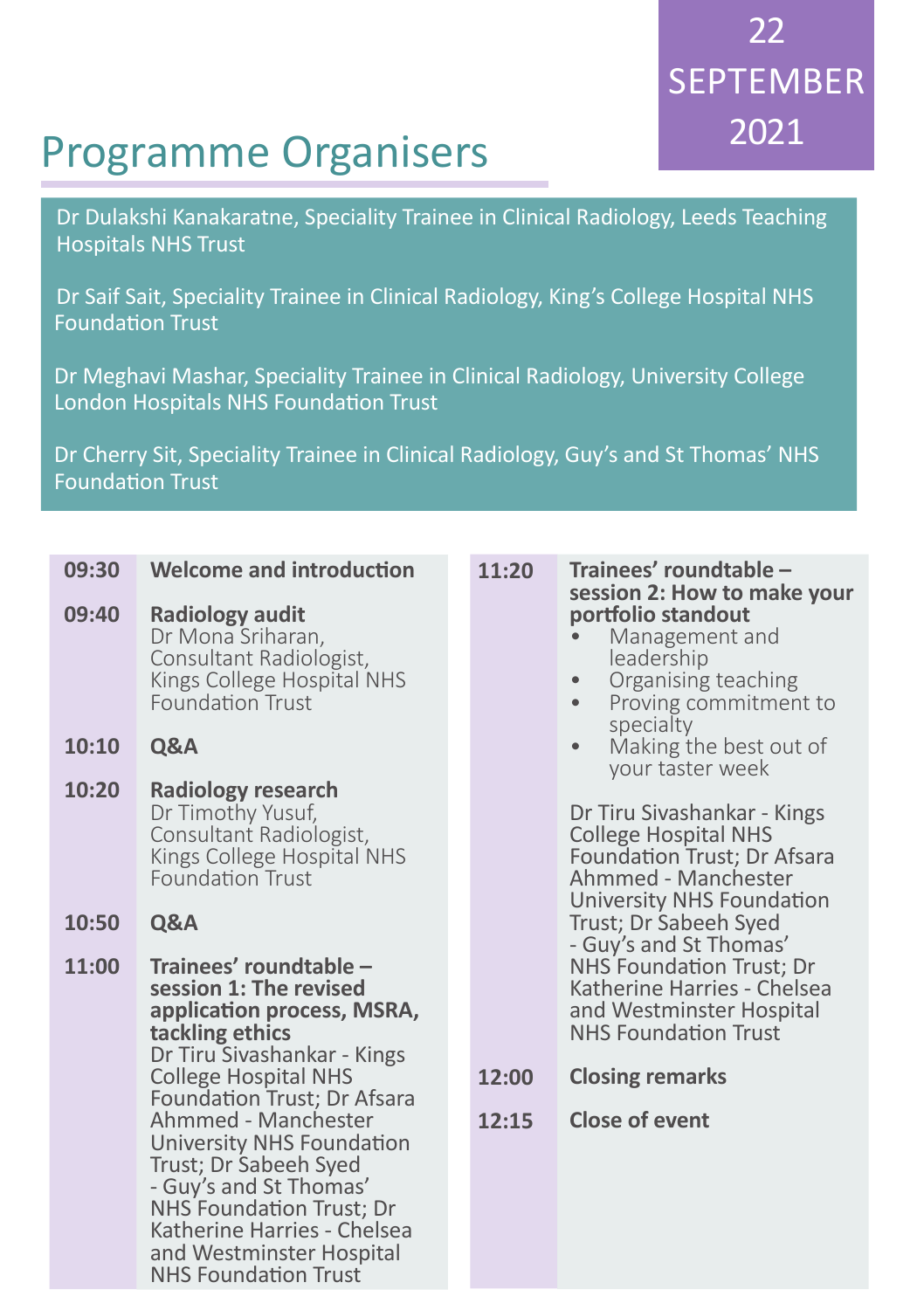22 SEPTEMBER 2021

## Programme Organisers

Dr Dulakshi Kanakaratne, Speciality Trainee in Clinical Radiology, Leeds Teaching Hospitals NHS Trust

Dr Saif Sait, Speciality Trainee in Clinical Radiology, King's College Hospital NHS Foundation Trust

Dr Meghavi Mashar, Speciality Trainee in Clinical Radiology, University College London Hospitals NHS Foundation Trust

Dr Cherry Sit, Speciality Trainee in Clinical Radiology, Guy's and St Thomas' NHS Foundation Trust

| | |
|---|---|
| 09:30 | **Welcome and introduction** |
| 09:40 | **Radiology audit**<br>Dr Mona Sriharan, Consultant Radiologist, Kings College Hospital NHS Foundation Trust |
| 10:10 | **Q&A** |
| 10:20 | **Radiology research**<br>Dr Timothy Yusuf, Consultant Radiologist, Kings College Hospital NHS Foundation Trust |
| 10:50 | **Q&A** |
| 11:00 | **Trainees' roundtable – session 1: The revised application process, MSRA, tackling ethics**<br>Dr Tiru Sivashankar - Kings College Hospital NHS Foundation Trust; Dr Afsara Ahmmed - Manchester University NHS Foundation Trust; Dr Sabeeh Syed - Guy's and St Thomas' NHS Foundation Trust; Dr Katherine Harries - Chelsea and Westminster Hospital NHS Foundation Trust |
| 11:20 | **Trainees' roundtable – session 2: How to make your portfolio standout**<br>• Management and leadership<br>• Organising teaching<br>• Proving commitment to specialty<br>• Making the best out of your taster week<br><br>Dr Tiru Sivashankar - Kings College Hospital NHS Foundation Trust; Dr Afsara Ahmmed - Manchester University NHS Foundation Trust; Dr Sabeeh Syed - Guy's and St Thomas' NHS Foundation Trust; Dr Katherine Harries - Chelsea and Westminster Hospital NHS Foundation Trust |
| 12:00 | **Closing remarks** |
| 12:15 | **Close of event** |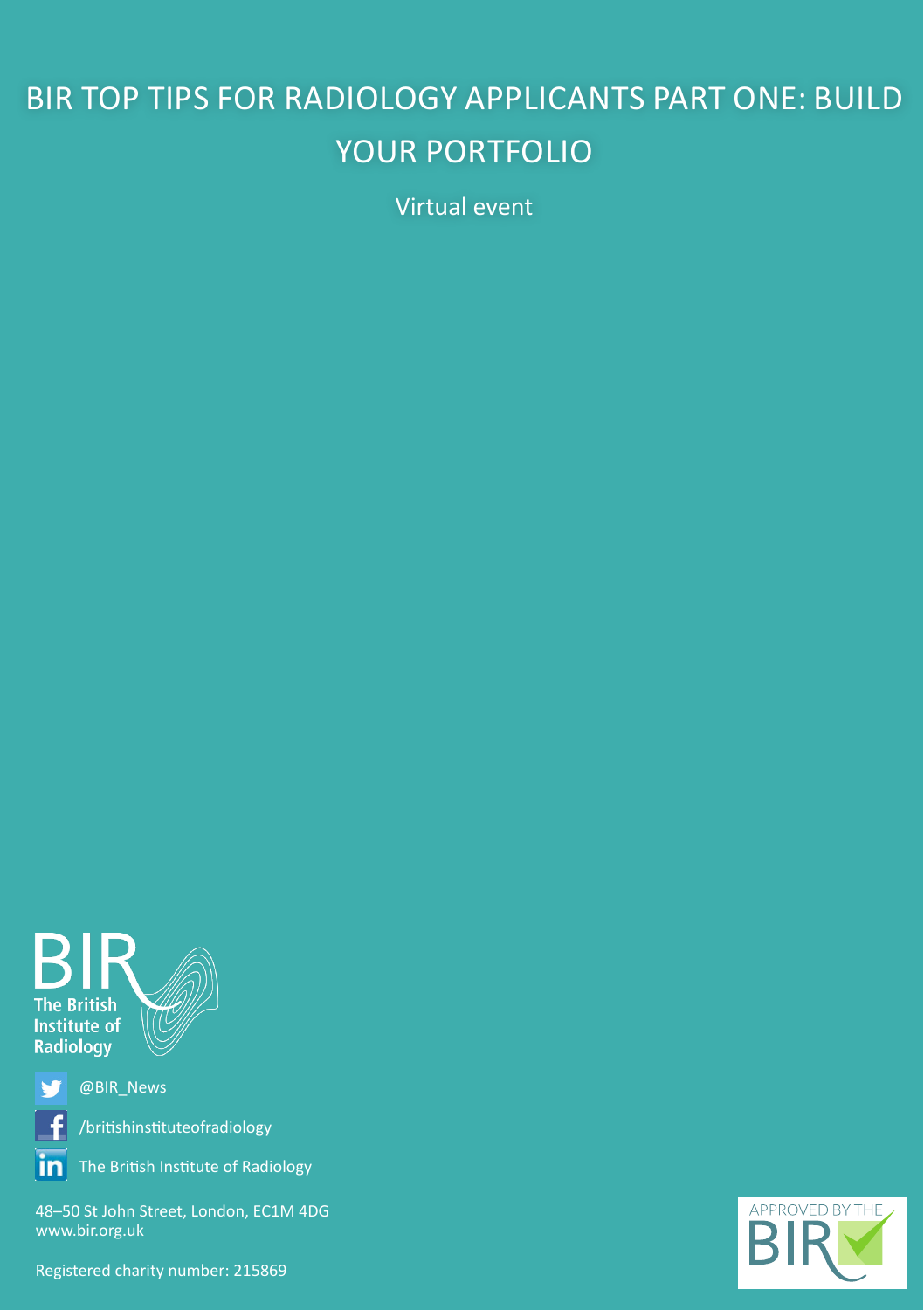# BIR TOP TIPS FOR RADIOLOGY APPLICANTS PART ONE: BUILD YOUR PORTFOLIO

Virtual event

BIR
The British Institute of Radiology

@BIR_News

/britishinstituteofradiology

The British Institute of Radiology

48–50 St John Street, London, EC1M 4DG
www.bir.org.uk

Registered charity number: 215869

APPROVED BY THE BIR